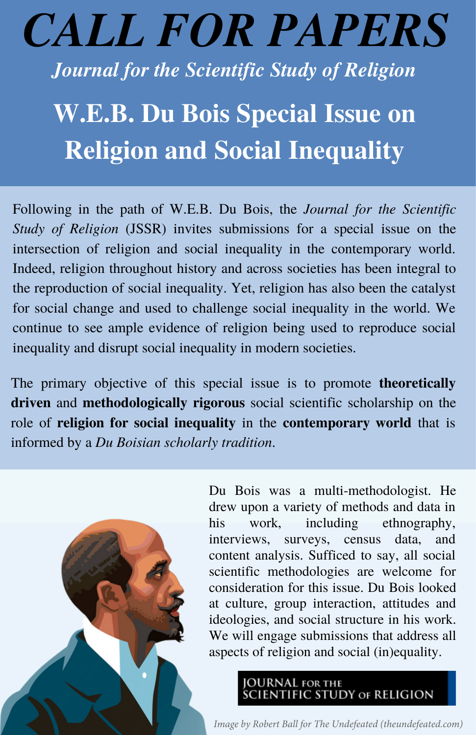# CALL FOR PAPERS

*Journal for the Scientific Study of Religion*

## W.E.B. Du Bois Special Issue on Religion and Social Inequality

Following in the path of W.E.B. Du Bois, the *Journal for the Scientific Study of Religion* (JSSR) invites submissions for a special issue on the intersection of religion and social inequality in the contemporary world. Indeed, religion throughout history and across societies has been integral to the reproduction of social inequality. Yet, religion has also been the catalyst for social change and used to challenge social inequality in the world. We continue to see ample evidence of religion being used to reproduce social inequality and disrupt social inequality in modern societies.

The primary objective of this special issue is to promote **theoretically driven** and **methodologically rigorous** social scientific scholarship on the role of **religion for social inequality** in the **contemporary world** that is informed by a *Du Boisian scholarly tradition*.

Du Bois was a multi-methodologist. He drew upon a variety of methods and data in his work, including ethnography, interviews, surveys, census data, and content analysis. Sufficed to say, all social scientific methodologies are welcome for consideration for this issue. Du Bois looked at culture, group interaction, attitudes and ideologies, and social structure in his work. We will engage submissions that address all aspects of religion and social (in)equality.

JOURNAL FOR THE SCIENTIFIC STUDY OF RELIGION

*Image by Robert Ball for The Undefeated (theundefeated.com)*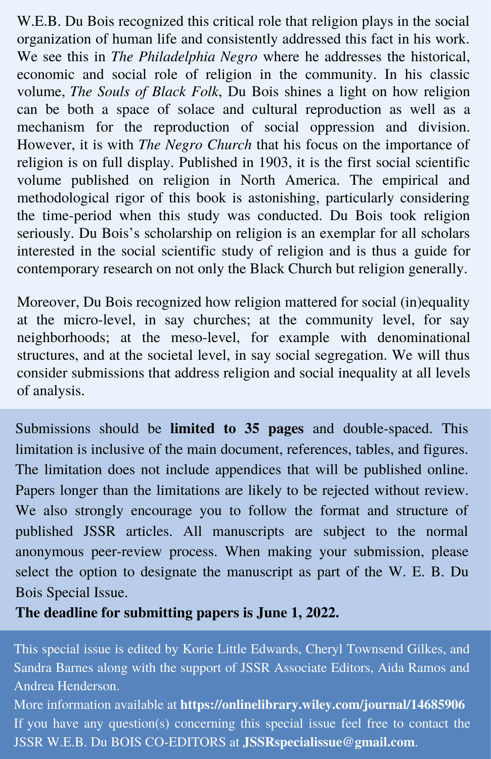W.E.B. Du Bois recognized this critical role that religion plays in the social organization of human life and consistently addressed this fact in his work. We see this in *The Philadelphia Negro* where he addresses the historical, economic and social role of religion in the community. In his classic volume, *The Souls of Black Folk*, Du Bois shines a light on how religion can be both a space of solace and cultural reproduction as well as a mechanism for the reproduction of social oppression and division. However, it is with *The Negro Church* that his focus on the importance of religion is on full display. Published in 1903, it is the first social scientific volume published on religion in North America. The empirical and methodological rigor of this book is astonishing, particularly considering the time-period when this study was conducted. Du Bois took religion seriously. Du Bois's scholarship on religion is an exemplar for all scholars interested in the social scientific study of religion and is thus a guide for contemporary research on not only the Black Church but religion generally.

Moreover, Du Bois recognized how religion mattered for social (in)equality at the micro-level, in say churches; at the community level, for say neighborhoods; at the meso-level, for example with denominational structures, and at the societal level, in say social segregation. We will thus consider submissions that address religion and social inequality at all levels of analysis.

Submissions should be **limited to 35 pages** and double-spaced. This limitation is inclusive of the main document, references, tables, and figures. The limitation does not include appendices that will be published online. Papers longer than the limitations are likely to be rejected without review. We also strongly encourage you to follow the format and structure of published JSSR articles. All manuscripts are subject to the normal anonymous peer-review process. When making your submission, please select the option to designate the manuscript as part of the W. E. B. Du Bois Special Issue.

**The deadline for submitting papers is June 1, 2022.**

This special issue is edited by Korie Little Edwards, Cheryl Townsend Gilkes, and Sandra Barnes along with the support of JSSR Associate Editors, Aida Ramos and Andrea Henderson.

More information available at **https://onlinelibrary.wiley.com/journal/14685906**

If you have any question(s) concerning this special issue feel free to contact the JSSR W.E.B. Du BOIS CO-EDITORS at **JSSRspecialissue@gmail.com**.